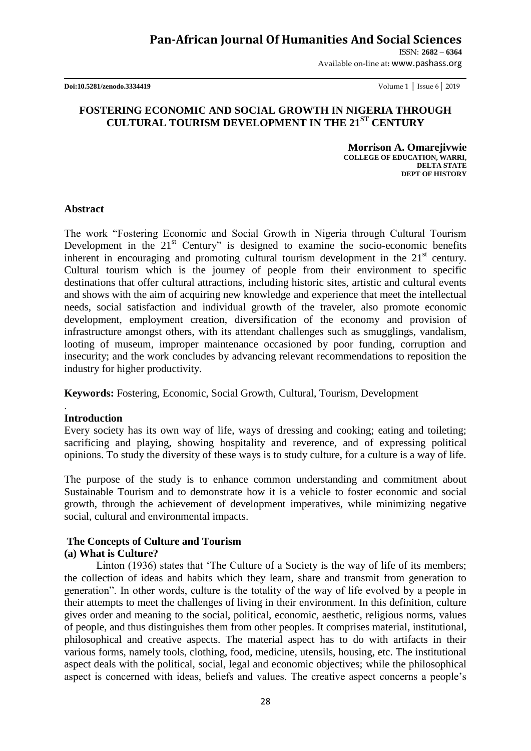# FOSTERING ECONOMIC AND SOCIAL GROWTH IN NIGERIA THROUGH CULTURAL TOURISM DEVELOPMENT IN THE 21$^{ST}$ CENTURY

**Morrison A. Omarejivwie**
**COLLEGE OF EDUCATION, WARRI, DELTA STATE**
**DEPT OF HISTORY**

## Abstract

The work "Fostering Economic and Social Growth in Nigeria through Cultural Tourism Development in the 21$^{st}$ Century" is designed to examine the socio-economic benefits inherent in encouraging and promoting cultural tourism development in the 21$^{st}$ century. Cultural tourism which is the journey of people from their environment to specific destinations that offer cultural attractions, including historic sites, artistic and cultural events and shows with the aim of acquiring new knowledge and experience that meet the intellectual needs, social satisfaction and individual growth of the traveler, also promote economic development, employment creation, diversification of the economy and provision of infrastructure amongst others, with its attendant challenges such as smugglings, vandalism, looting of museum, improper maintenance occasioned by poor funding, corruption and insecurity; and the work concludes by advancing relevant recommendations to reposition the industry for higher productivity.

**Keywords:** Fostering, Economic, Social Growth, Cultural, Tourism, Development

## Introduction

Every society has its own way of life, ways of dressing and cooking; eating and toileting; sacrificing and playing, showing hospitality and reverence, and of expressing political opinions. To study the diversity of these ways is to study culture, for a culture is a way of life.

The purpose of the study is to enhance common understanding and commitment about Sustainable Tourism and to demonstrate how it is a vehicle to foster economic and social growth, through the achievement of development imperatives, while minimizing negative social, cultural and environmental impacts.

## The Concepts of Culture and Tourism

### (a) What is Culture?

Linton (1936) states that 'The Culture of a Society is the way of life of its members; the collection of ideas and habits which they learn, share and transmit from generation to generation". In other words, culture is the totality of the way of life evolved by a people in their attempts to meet the challenges of living in their environment. In this definition, culture gives order and meaning to the social, political, economic, aesthetic, religious norms, values of people, and thus distinguishes them from other peoples. It comprises material, institutional, philosophical and creative aspects. The material aspect has to do with artifacts in their various forms, namely tools, clothing, food, medicine, utensils, housing, etc. The institutional aspect deals with the political, social, legal and economic objectives; while the philosophical aspect is concerned with ideas, beliefs and values. The creative aspect concerns a people's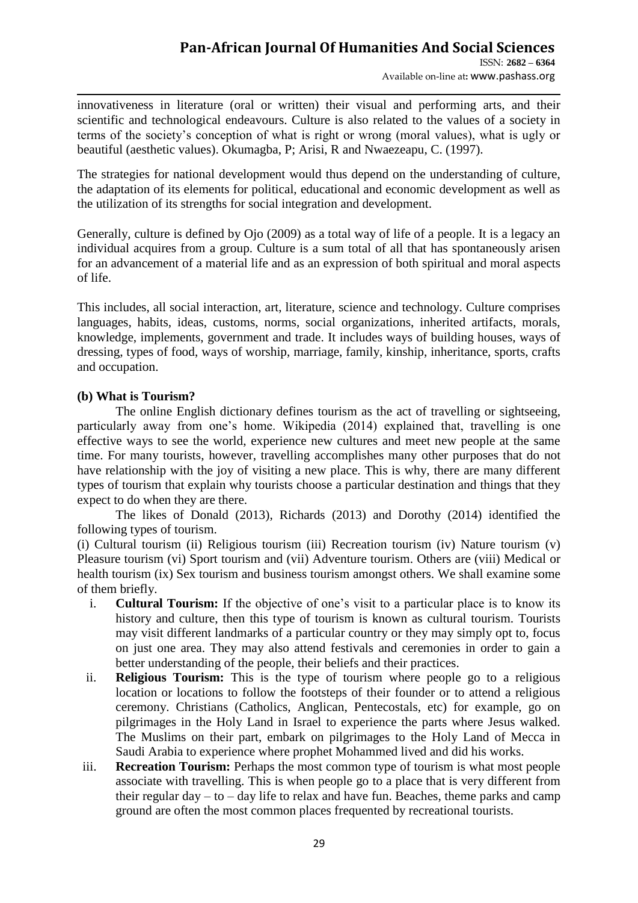innovativeness in literature (oral or written) their visual and performing arts, and their scientific and technological endeavours. Culture is also related to the values of a society in terms of the society's conception of what is right or wrong (moral values), what is ugly or beautiful (aesthetic values). Okumagba, P; Arisi, R and Nwaezeapu, C. (1997).

The strategies for national development would thus depend on the understanding of culture, the adaptation of its elements for political, educational and economic development as well as the utilization of its strengths for social integration and development.

Generally, culture is defined by Ojo (2009) as a total way of life of a people. It is a legacy an individual acquires from a group. Culture is a sum total of all that has spontaneously arisen for an advancement of a material life and as an expression of both spiritual and moral aspects of life.

This includes, all social interaction, art, literature, science and technology. Culture comprises languages, habits, ideas, customs, norms, social organizations, inherited artifacts, morals, knowledge, implements, government and trade. It includes ways of building houses, ways of dressing, types of food, ways of worship, marriage, family, kinship, inheritance, sports, crafts and occupation.

**(b) What is Tourism?**

The online English dictionary defines tourism as the act of travelling or sightseeing, particularly away from one's home. Wikipedia (2014) explained that, travelling is one effective ways to see the world, experience new cultures and meet new people at the same time. For many tourists, however, travelling accomplishes many other purposes that do not have relationship with the joy of visiting a new place. This is why, there are many different types of tourism that explain why tourists choose a particular destination and things that they expect to do when they are there.

The likes of Donald (2013), Richards (2013) and Dorothy (2014) identified the following types of tourism.

(i) Cultural tourism (ii) Religious tourism (iii) Recreation tourism (iv) Nature tourism (v) Pleasure tourism (vi) Sport tourism and (vii) Adventure tourism. Others are (viii) Medical or health tourism (ix) Sex tourism and business tourism amongst others. We shall examine some of them briefly.

i. **Cultural Tourism:** If the objective of one's visit to a particular place is to know its history and culture, then this type of tourism is known as cultural tourism. Tourists may visit different landmarks of a particular country or they may simply opt to, focus on just one area. They may also attend festivals and ceremonies in order to gain a better understanding of the people, their beliefs and their practices.
ii. **Religious Tourism:** This is the type of tourism where people go to a religious location or locations to follow the footsteps of their founder or to attend a religious ceremony. Christians (Catholics, Anglican, Pentecostals, etc) for example, go on pilgrimages in the Holy Land in Israel to experience the parts where Jesus walked. The Muslims on their part, embark on pilgrimages to the Holy Land of Mecca in Saudi Arabia to experience where prophet Mohammed lived and did his works.
iii. **Recreation Tourism:** Perhaps the most common type of tourism is what most people associate with travelling. This is when people go to a place that is very different from their regular day – to – day life to relax and have fun. Beaches, theme parks and camp ground are often the most common places frequented by recreational tourists.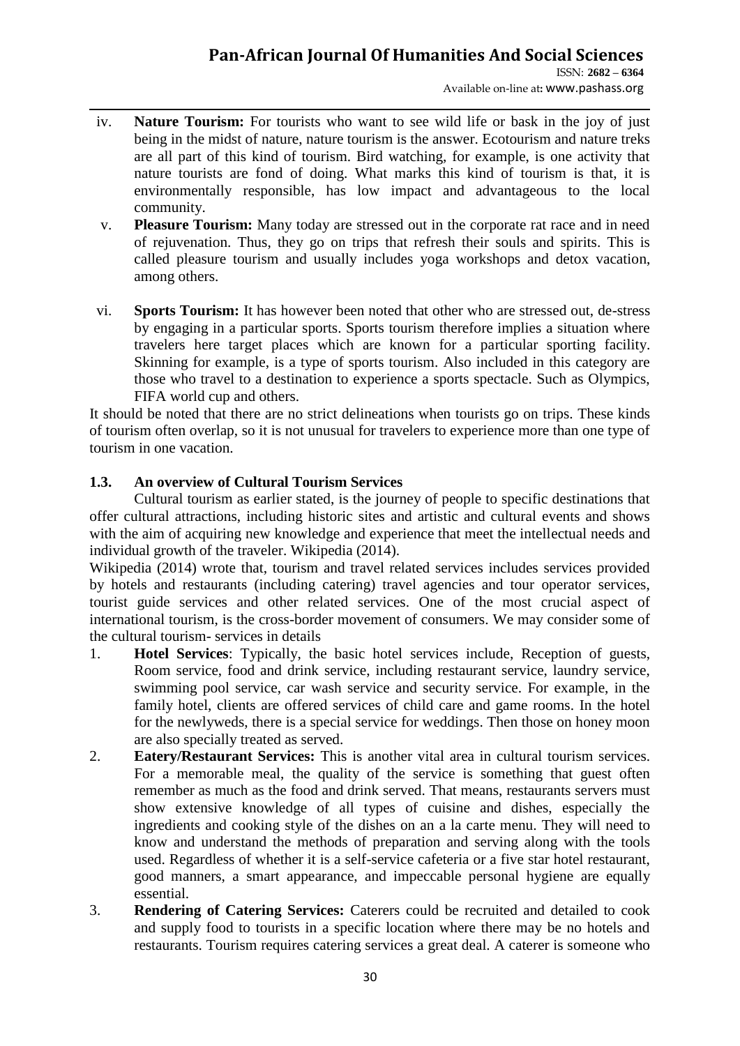iv. **Nature Tourism:** For tourists who want to see wild life or bask in the joy of just being in the midst of nature, nature tourism is the answer. Ecotourism and nature treks are all part of this kind of tourism. Bird watching, for example, is one activity that nature tourists are fond of doing. What marks this kind of tourism is that, it is environmentally responsible, has low impact and advantageous to the local community.

v. **Pleasure Tourism:** Many today are stressed out in the corporate rat race and in need of rejuvenation. Thus, they go on trips that refresh their souls and spirits. This is called pleasure tourism and usually includes yoga workshops and detox vacation, among others.

vi. **Sports Tourism:** It has however been noted that other who are stressed out, de-stress by engaging in a particular sports. Sports tourism therefore implies a situation where travelers here target places which are known for a particular sporting facility. Skinning for example, is a type of sports tourism. Also included in this category are those who travel to a destination to experience a sports spectacle. Such as Olympics, FIFA world cup and others.

It should be noted that there are no strict delineations when tourists go on trips. These kinds of tourism often overlap, so it is not unusual for travelers to experience more than one type of tourism in one vacation.

### 1.3. An overview of Cultural Tourism Services

Cultural tourism as earlier stated, is the journey of people to specific destinations that offer cultural attractions, including historic sites and artistic and cultural events and shows with the aim of acquiring new knowledge and experience that meet the intellectual needs and individual growth of the traveler. Wikipedia (2014).

Wikipedia (2014) wrote that, tourism and travel related services includes services provided by hotels and restaurants (including catering) travel agencies and tour operator services, tourist guide services and other related services. One of the most crucial aspect of international tourism, is the cross-border movement of consumers. We may consider some of the cultural tourism- services in details

1. **Hotel Services**: Typically, the basic hotel services include, Reception of guests, Room service, food and drink service, including restaurant service, laundry service, swimming pool service, car wash service and security service. For example, in the family hotel, clients are offered services of child care and game rooms. In the hotel for the newlyweds, there is a special service for weddings. Then those on honey moon are also specially treated as served.
2. **Eatery/Restaurant Services:** This is another vital area in cultural tourism services. For a memorable meal, the quality of the service is something that guest often remember as much as the food and drink served. That means, restaurants servers must show extensive knowledge of all types of cuisine and dishes, especially the ingredients and cooking style of the dishes on an a la carte menu. They will need to know and understand the methods of preparation and serving along with the tools used. Regardless of whether it is a self-service cafeteria or a five star hotel restaurant, good manners, a smart appearance, and impeccable personal hygiene are equally essential.
3. **Rendering of Catering Services:** Caterers could be recruited and detailed to cook and supply food to tourists in a specific location where there may be no hotels and restaurants. Tourism requires catering services a great deal. A caterer is someone who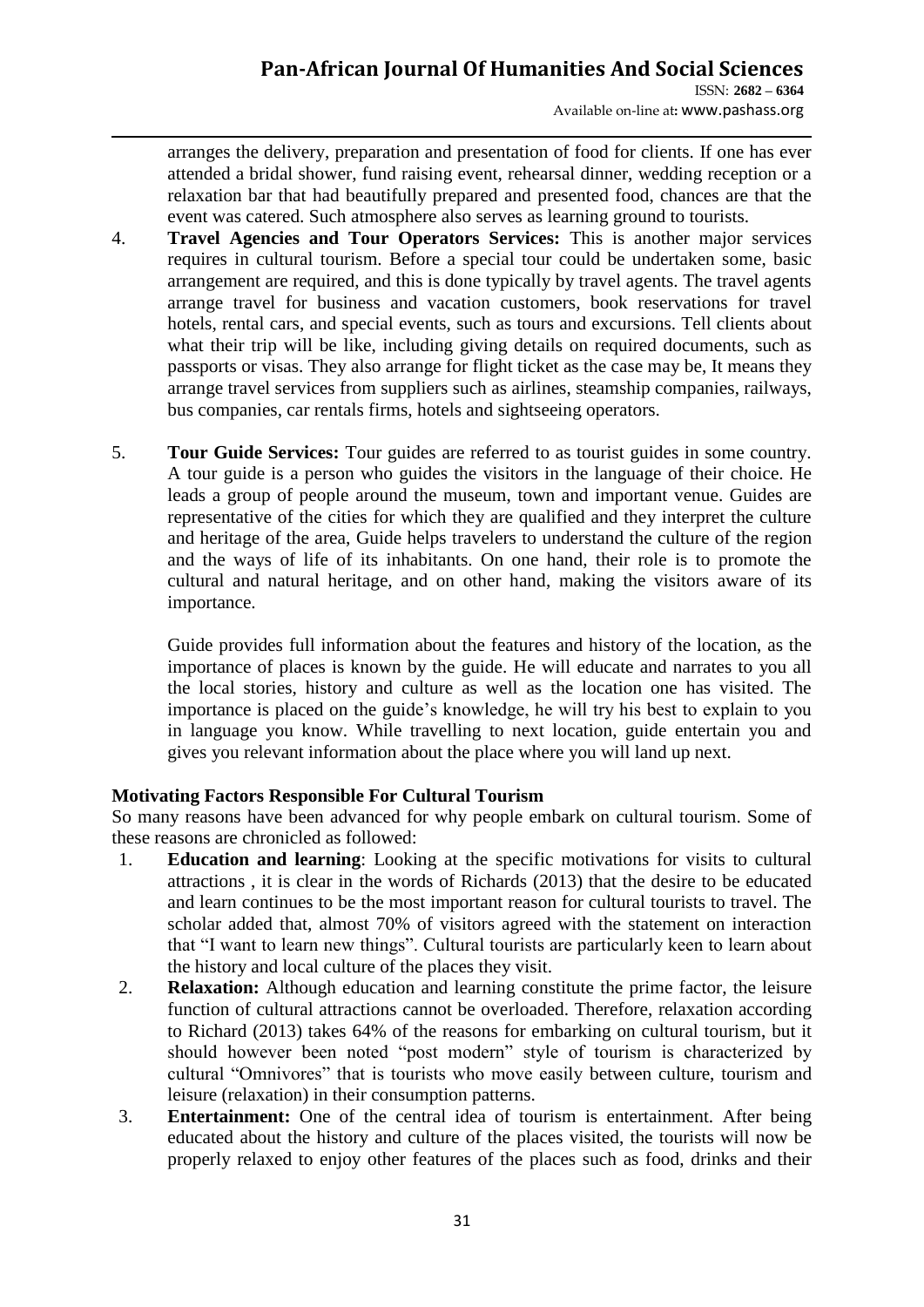arranges the delivery, preparation and presentation of food for clients. If one has ever attended a bridal shower, fund raising event, rehearsal dinner, wedding reception or a relaxation bar that had beautifully prepared and presented food, chances are that the event was catered. Such atmosphere also serves as learning ground to tourists.

4. **Travel Agencies and Tour Operators Services:** This is another major services requires in cultural tourism. Before a special tour could be undertaken some, basic arrangement are required, and this is done typically by travel agents. The travel agents arrange travel for business and vacation customers, book reservations for travel hotels, rental cars, and special events, such as tours and excursions. Tell clients about what their trip will be like, including giving details on required documents, such as passports or visas. They also arrange for flight ticket as the case may be, It means they arrange travel services from suppliers such as airlines, steamship companies, railways, bus companies, car rentals firms, hotels and sightseeing operators.

5. **Tour Guide Services:** Tour guides are referred to as tourist guides in some country. A tour guide is a person who guides the visitors in the language of their choice. He leads a group of people around the museum, town and important venue. Guides are representative of the cities for which they are qualified and they interpret the culture and heritage of the area, Guide helps travelers to understand the culture of the region and the ways of life of its inhabitants. On one hand, their role is to promote the cultural and natural heritage, and on other hand, making the visitors aware of its importance.

   Guide provides full information about the features and history of the location, as the importance of places is known by the guide. He will educate and narrates to you all the local stories, history and culture as well as the location one has visited. The importance is placed on the guide's knowledge, he will try his best to explain to you in language you know. While travelling to next location, guide entertain you and gives you relevant information about the place where you will land up next.

**Motivating Factors Responsible For Cultural Tourism**

So many reasons have been advanced for why people embark on cultural tourism. Some of these reasons are chronicled as followed:

1. **Education and learning**: Looking at the specific motivations for visits to cultural attractions , it is clear in the words of Richards (2013) that the desire to be educated and learn continues to be the most important reason for cultural tourists to travel. The scholar added that, almost 70% of visitors agreed with the statement on interaction that "I want to learn new things". Cultural tourists are particularly keen to learn about the history and local culture of the places they visit.
2. **Relaxation:** Although education and learning constitute the prime factor, the leisure function of cultural attractions cannot be overloaded. Therefore, relaxation according to Richard (2013) takes 64% of the reasons for embarking on cultural tourism, but it should however been noted "post modern" style of tourism is characterized by cultural "Omnivores" that is tourists who move easily between culture, tourism and leisure (relaxation) in their consumption patterns.
3. **Entertainment:** One of the central idea of tourism is entertainment. After being educated about the history and culture of the places visited, the tourists will now be properly relaxed to enjoy other features of the places such as food, drinks and their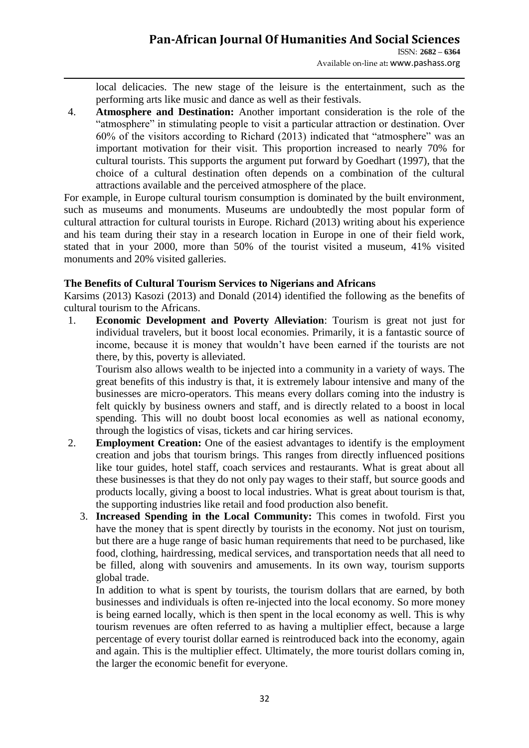local delicacies. The new stage of the leisure is the entertainment, such as the performing arts like music and dance as well as their festivals.

4. **Atmosphere and Destination:** Another important consideration is the role of the "atmosphere" in stimulating people to visit a particular attraction or destination. Over 60% of the visitors according to Richard (2013) indicated that "atmosphere" was an important motivation for their visit. This proportion increased to nearly 70% for cultural tourists. This supports the argument put forward by Goedhart (1997), that the choice of a cultural destination often depends on a combination of the cultural attractions available and the perceived atmosphere of the place.

For example, in Europe cultural tourism consumption is dominated by the built environment, such as museums and monuments. Museums are undoubtedly the most popular form of cultural attraction for cultural tourists in Europe. Richard (2013) writing about his experience and his team during their stay in a research location in Europe in one of their field work, stated that in your 2000, more than 50% of the tourist visited a museum, 41% visited monuments and 20% visited galleries.

**The Benefits of Cultural Tourism Services to Nigerians and Africans**

Karsims (2013) Kasozi (2013) and Donald (2014) identified the following as the benefits of cultural tourism to the Africans.

1. **Economic Development and Poverty Alleviation**: Tourism is great not just for individual travelers, but it boost local economies. Primarily, it is a fantastic source of income, because it is money that wouldn't have been earned if the tourists are not there, by this, poverty is alleviated.

   Tourism also allows wealth to be injected into a community in a variety of ways. The great benefits of this industry is that, it is extremely labour intensive and many of the businesses are micro-operators. This means every dollars coming into the industry is felt quickly by business owners and staff, and is directly related to a boost in local spending. This will no doubt boost local economies as well as national economy, through the logistics of visas, tickets and car hiring services.

2. **Employment Creation:** One of the easiest advantages to identify is the employment creation and jobs that tourism brings. This ranges from directly influenced positions like tour guides, hotel staff, coach services and restaurants. What is great about all these businesses is that they do not only pay wages to their staff, but source goods and products locally, giving a boost to local industries. What is great about tourism is that, the supporting industries like retail and food production also benefit.

3. **Increased Spending in the Local Community:** This comes in twofold. First you have the money that is spent directly by tourists in the economy. Not just on tourism, but there are a huge range of basic human requirements that need to be purchased, like food, clothing, hairdressing, medical services, and transportation needs that all need to be filled, along with souvenirs and amusements. In its own way, tourism supports global trade.

   In addition to what is spent by tourists, the tourism dollars that are earned, by both businesses and individuals is often re-injected into the local economy. So more money is being earned locally, which is then spent in the local economy as well. This is why tourism revenues are often referred to as having a multiplier effect, because a large percentage of every tourist dollar earned is reintroduced back into the economy, again and again. This is the multiplier effect. Ultimately, the more tourist dollars coming in, the larger the economic benefit for everyone.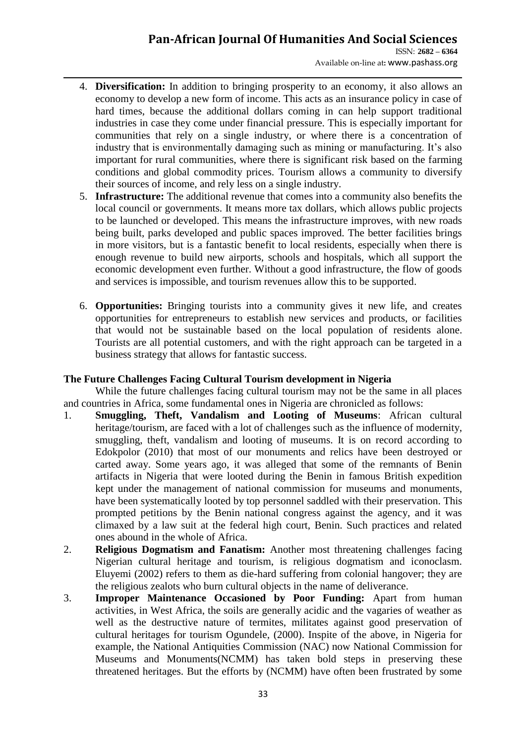4. **Diversification:** In addition to bringing prosperity to an economy, it also allows an economy to develop a new form of income. This acts as an insurance policy in case of hard times, because the additional dollars coming in can help support traditional industries in case they come under financial pressure. This is especially important for communities that rely on a single industry, or where there is a concentration of industry that is environmentally damaging such as mining or manufacturing. It's also important for rural communities, where there is significant risk based on the farming conditions and global commodity prices. Tourism allows a community to diversify their sources of income, and rely less on a single industry.
5. **Infrastructure:** The additional revenue that comes into a community also benefits the local council or governments. It means more tax dollars, which allows public projects to be launched or developed. This means the infrastructure improves, with new roads being built, parks developed and public spaces improved. The better facilities brings in more visitors, but is a fantastic benefit to local residents, especially when there is enough revenue to build new airports, schools and hospitals, which all support the economic development even further. Without a good infrastructure, the flow of goods and services is impossible, and tourism revenues allow this to be supported.
6. **Opportunities:** Bringing tourists into a community gives it new life, and creates opportunities for entrepreneurs to establish new services and products, or facilities that would not be sustainable based on the local population of residents alone. Tourists are all potential customers, and with the right approach can be targeted in a business strategy that allows for fantastic success.

### The Future Challenges Facing Cultural Tourism development in Nigeria

While the future challenges facing cultural tourism may not be the same in all places and countries in Africa, some fundamental ones in Nigeria are chronicled as follows:

1. **Smuggling, Theft, Vandalism and Looting of Museums**: African cultural heritage/tourism, are faced with a lot of challenges such as the influence of modernity, smuggling, theft, vandalism and looting of museums. It is on record according to Edokpolor (2010) that most of our monuments and relics have been destroyed or carted away. Some years ago, it was alleged that some of the remnants of Benin artifacts in Nigeria that were looted during the Benin in famous British expedition kept under the management of national commission for museums and monuments, have been systematically looted by top personnel saddled with their preservation. This prompted petitions by the Benin national congress against the agency, and it was climaxed by a law suit at the federal high court, Benin. Such practices and related ones abound in the whole of Africa.
2. **Religious Dogmatism and Fanatism:** Another most threatening challenges facing Nigerian cultural heritage and tourism, is religious dogmatism and iconoclasm. Eluyemi (2002) refers to them as die-hard suffering from colonial hangover; they are the religious zealots who burn cultural objects in the name of deliverance.
3. **Improper Maintenance Occasioned by Poor Funding:** Apart from human activities, in West Africa, the soils are generally acidic and the vagaries of weather as well as the destructive nature of termites, militates against good preservation of cultural heritages for tourism Ogundele, (2000). Inspite of the above, in Nigeria for example, the National Antiquities Commission (NAC) now National Commission for Museums and Monuments(NCMM) has taken bold steps in preserving these threatened heritages. But the efforts by (NCMM) have often been frustrated by some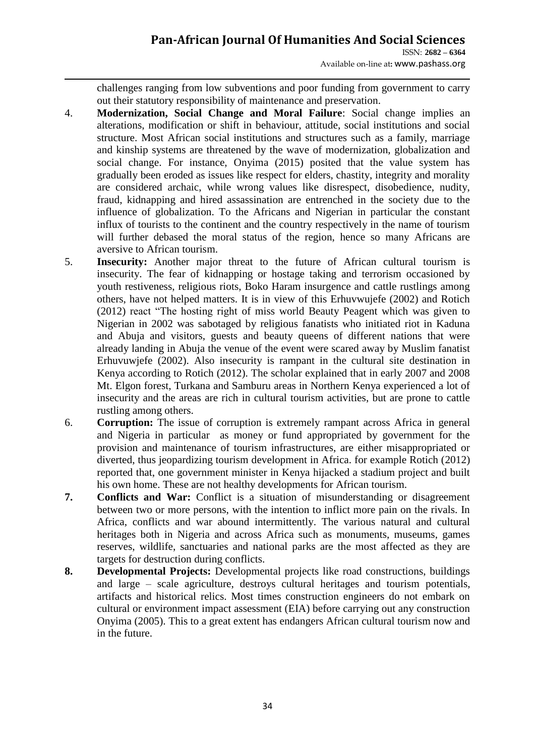challenges ranging from low subventions and poor funding from government to carry out their statutory responsibility of maintenance and preservation.

4. **Modernization, Social Change and Moral Failure**: Social change implies an alterations, modification or shift in behaviour, attitude, social institutions and social structure. Most African social institutions and structures such as a family, marriage and kinship systems are threatened by the wave of modernization, globalization and social change. For instance, Onyima (2015) posited that the value system has gradually been eroded as issues like respect for elders, chastity, integrity and morality are considered archaic, while wrong values like disrespect, disobedience, nudity, fraud, kidnapping and hired assassination are entrenched in the society due to the influence of globalization. To the Africans and Nigerian in particular the constant influx of tourists to the continent and the country respectively in the name of tourism will further debased the moral status of the region, hence so many Africans are aversive to African tourism.

5. **Insecurity:** Another major threat to the future of African cultural tourism is insecurity. The fear of kidnapping or hostage taking and terrorism occasioned by youth restiveness, religious riots, Boko Haram insurgence and cattle rustlings among others, have not helped matters. It is in view of this Erhuvwujefe (2002) and Rotich (2012) react "The hosting right of miss world Beauty Peagent which was given to Nigerian in 2002 was sabotaged by religious fanatists who initiated riot in Kaduna and Abuja and visitors, guests and beauty queens of different nations that were already landing in Abuja the venue of the event were scared away by Muslim fanatist Erhuvuwjefe (2002). Also insecurity is rampant in the cultural site destination in Kenya according to Rotich (2012). The scholar explained that in early 2007 and 2008 Mt. Elgon forest, Turkana and Samburu areas in Northern Kenya experienced a lot of insecurity and the areas are rich in cultural tourism activities, but are prone to cattle rustling among others.

6. **Corruption:** The issue of corruption is extremely rampant across Africa in general and Nigeria in particular as money or fund appropriated by government for the provision and maintenance of tourism infrastructures, are either misappropriated or diverted, thus jeopardizing tourism development in Africa. for example Rotich (2012) reported that, one government minister in Kenya hijacked a stadium project and built his own home. These are not healthy developments for African tourism.

7. **Conflicts and War:** Conflict is a situation of misunderstanding or disagreement between two or more persons, with the intention to inflict more pain on the rivals. In Africa, conflicts and war abound intermittently. The various natural and cultural heritages both in Nigeria and across Africa such as monuments, museums, games reserves, wildlife, sanctuaries and national parks are the most affected as they are targets for destruction during conflicts.

8. **Developmental Projects:** Developmental projects like road constructions, buildings and large – scale agriculture, destroys cultural heritages and tourism potentials, artifacts and historical relics. Most times construction engineers do not embark on cultural or environment impact assessment (EIA) before carrying out any construction Onyima (2005). This to a great extent has endangers African cultural tourism now and in the future.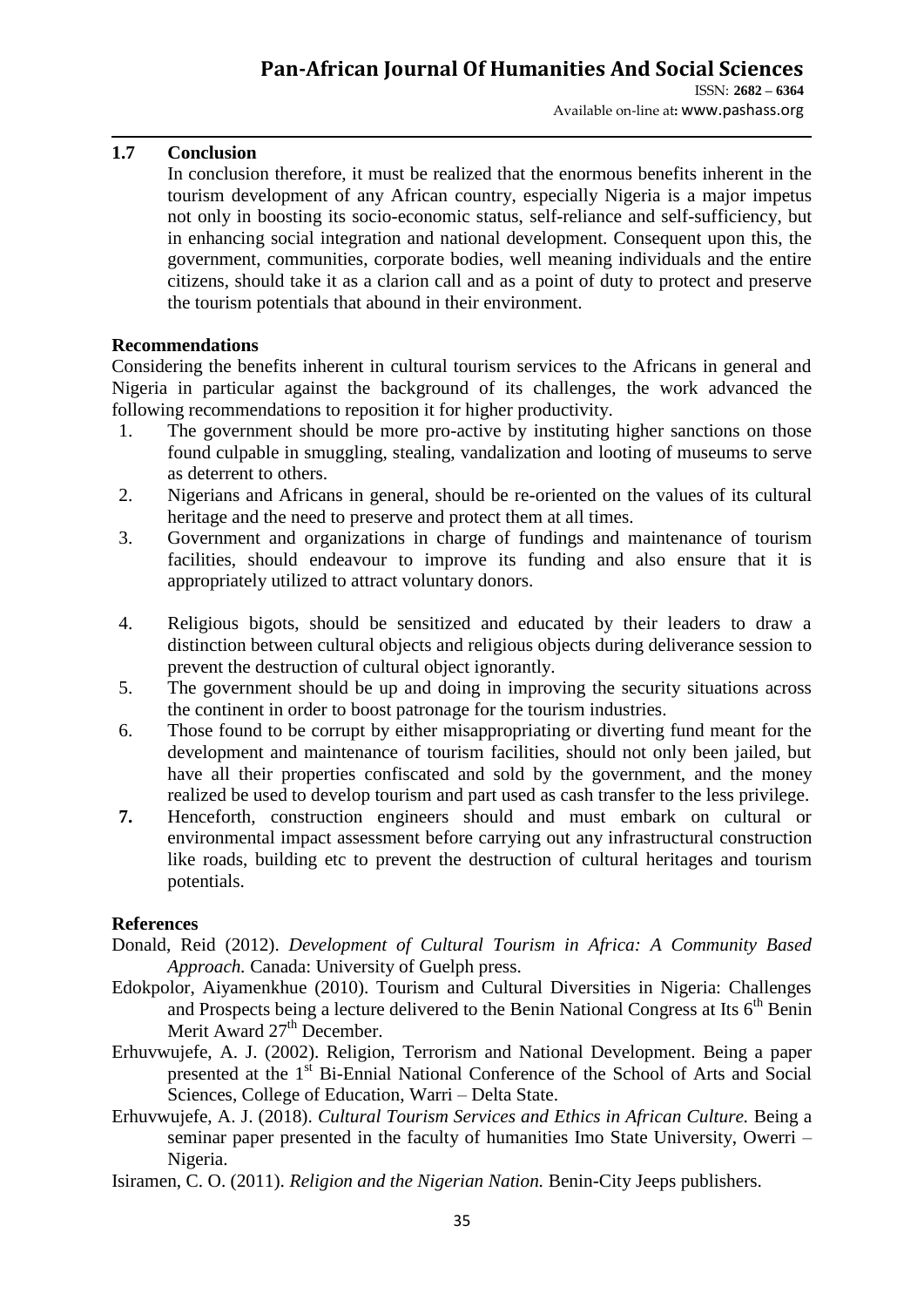## 1.7 Conclusion

In conclusion therefore, it must be realized that the enormous benefits inherent in the tourism development of any African country, especially Nigeria is a major impetus not only in boosting its socio-economic status, self-reliance and self-sufficiency, but in enhancing social integration and national development. Consequent upon this, the government, communities, corporate bodies, well meaning individuals and the entire citizens, should take it as a clarion call and as a point of duty to protect and preserve the tourism potentials that abound in their environment.

## Recommendations

Considering the benefits inherent in cultural tourism services to the Africans in general and Nigeria in particular against the background of its challenges, the work advanced the following recommendations to reposition it for higher productivity.

1. The government should be more pro-active by instituting higher sanctions on those found culpable in smuggling, stealing, vandalization and looting of museums to serve as deterrent to others.
2. Nigerians and Africans in general, should be re-oriented on the values of its cultural heritage and the need to preserve and protect them at all times.
3. Government and organizations in charge of fundings and maintenance of tourism facilities, should endeavour to improve its funding and also ensure that it is appropriately utilized to attract voluntary donors.
4. Religious bigots, should be sensitized and educated by their leaders to draw a distinction between cultural objects and religious objects during deliverance session to prevent the destruction of cultural object ignorantly.
5. The government should be up and doing in improving the security situations across the continent in order to boost patronage for the tourism industries.
6. Those found to be corrupt by either misappropriating or diverting fund meant for the development and maintenance of tourism facilities, should not only been jailed, but have all their properties confiscated and sold by the government, and the money realized be used to develop tourism and part used as cash transfer to the less privilege.
7. Henceforth, construction engineers should and must embark on cultural or environmental impact assessment before carrying out any infrastructural construction like roads, building etc to prevent the destruction of cultural heritages and tourism potentials.

## References

Donald, Reid (2012). *Development of Cultural Tourism in Africa: A Community Based Approach.* Canada: University of Guelph press.

Edokpolor, Aiyamenkhue (2010). Tourism and Cultural Diversities in Nigeria: Challenges and Prospects being a lecture delivered to the Benin National Congress at Its 6th Benin Merit Award 27th December.

Erhuvwujefe, A. J. (2002). Religion, Terrorism and National Development. Being a paper presented at the 1st Bi-Ennial National Conference of the School of Arts and Social Sciences, College of Education, Warri – Delta State.

Erhuvwujefe, A. J. (2018). *Cultural Tourism Services and Ethics in African Culture.* Being a seminar paper presented in the faculty of humanities Imo State University, Owerri – Nigeria.

Isiramen, C. O. (2011). *Religion and the Nigerian Nation.* Benin-City Jeeps publishers.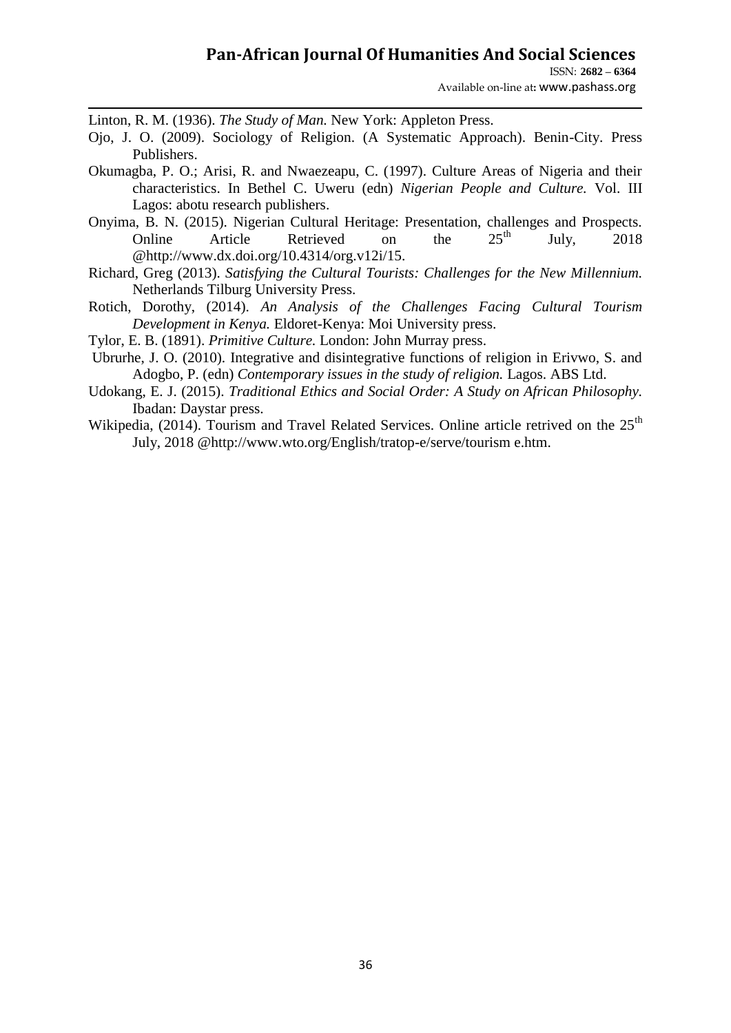Linton, R. M. (1936). *The Study of Man.* New York: Appleton Press.

Ojo, J. O. (2009). Sociology of Religion. (A Systematic Approach). Benin-City. Press Publishers.

Okumagba, P. O.; Arisi, R. and Nwaezeapu, C. (1997). Culture Areas of Nigeria and their characteristics. In Bethel C. Uweru (edn) *Nigerian People and Culture.* Vol. III Lagos: abotu research publishers.

Onyima, B. N. (2015). Nigerian Cultural Heritage: Presentation, challenges and Prospects. Online Article Retrieved on the 25th July, 2018 @http://www.dx.doi.org/10.4314/org.v12i/15.

Richard, Greg (2013). *Satisfying the Cultural Tourists: Challenges for the New Millennium.* Netherlands Tilburg University Press.

Rotich, Dorothy, (2014). *An Analysis of the Challenges Facing Cultural Tourism Development in Kenya.* Eldoret-Kenya: Moi University press.

Tylor, E. B. (1891). *Primitive Culture.* London: John Murray press.

Ubrurhe, J. O. (2010). Integrative and disintegrative functions of religion in Erivwo, S. and Adogbo, P. (edn) *Contemporary issues in the study of religion.* Lagos. ABS Ltd.

Udokang, E. J. (2015). *Traditional Ethics and Social Order: A Study on African Philosophy.* Ibadan: Daystar press.

Wikipedia, (2014). Tourism and Travel Related Services. Online article retrived on the 25th July, 2018 @http://www.wto.org/English/tratop-e/serve/tourism e.htm.